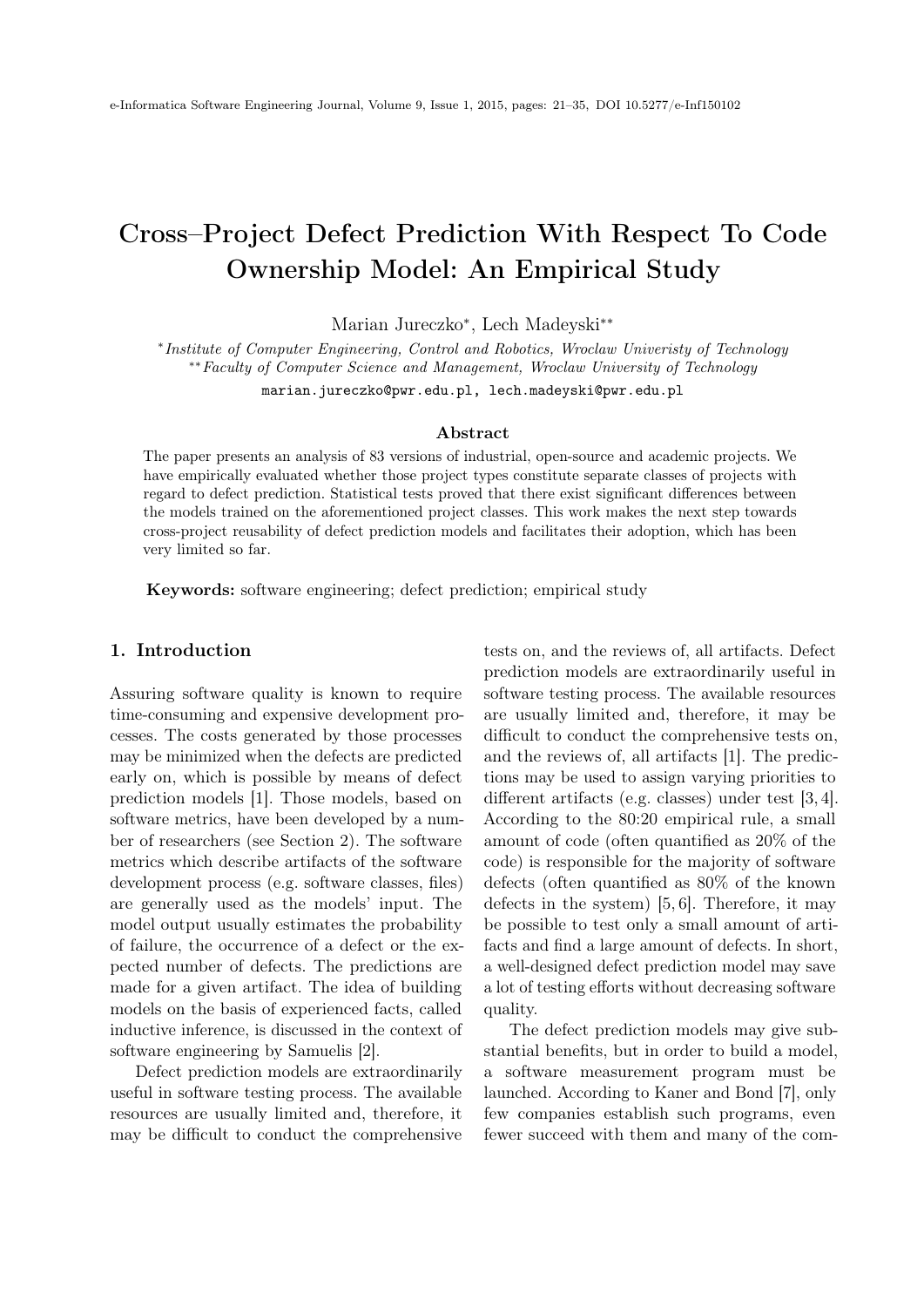# Cross–Project Defect Prediction With Respect To Code Ownership Model: An Empirical Study

Marian Jureczko*, Lech Madeyski**

*Institute of Computer Engineering, Control and Robotics, Wroclaw Univeristy of Technology
**Faculty of Computer Science and Management, Wroclaw University of Technology

marian.jureczko@pwr.edu.pl, lech.madeyski@pwr.edu.pl

## Abstract

The paper presents an analysis of 83 versions of industrial, open-source and academic projects. We have empirically evaluated whether those project types constitute separate classes of projects with regard to defect prediction. Statistical tests proved that there exist significant differences between the models trained on the aforementioned project classes. This work makes the next step towards cross-project reusability of defect prediction models and facilitates their adoption, which has been very limited so far.

**Keywords:** software engineering; defect prediction; empirical study

## 1. Introduction

Assuring software quality is known to require time-consuming and expensive development processes. The costs generated by those processes may be minimized when the defects are predicted early on, which is possible by means of defect prediction models [1]. Those models, based on software metrics, have been developed by a number of researchers (see Section 2). The software metrics which describe artifacts of the software development process (e.g. software classes, files) are generally used as the models' input. The model output usually estimates the probability of failure, the occurrence of a defect or the expected number of defects. The predictions are made for a given artifact. The idea of building models on the basis of experienced facts, called inductive inference, is discussed in the context of software engineering by Samuelis [2].

Defect prediction models are extraordinarily useful in software testing process. The available resources are usually limited and, therefore, it may be difficult to conduct the comprehensive tests on, and the reviews of, all artifacts. Defect prediction models are extraordinarily useful in software testing process. The available resources are usually limited and, therefore, it may be difficult to conduct the comprehensive tests on, and the reviews of, all artifacts [1]. The predictions may be used to assign varying priorities to different artifacts (e.g. classes) under test [3, 4]. According to the 80:20 empirical rule, a small amount of code (often quantified as 20% of the code) is responsible for the majority of software defects (often quantified as 80% of the known defects in the system) [5, 6]. Therefore, it may be possible to test only a small amount of artifacts and find a large amount of defects. In short, a well-designed defect prediction model may save a lot of testing efforts without decreasing software quality.

The defect prediction models may give substantial benefits, but in order to build a model, a software measurement program must be launched. According to Kaner and Bond [7], only few companies establish such programs, even fewer succeed with them and many of the com-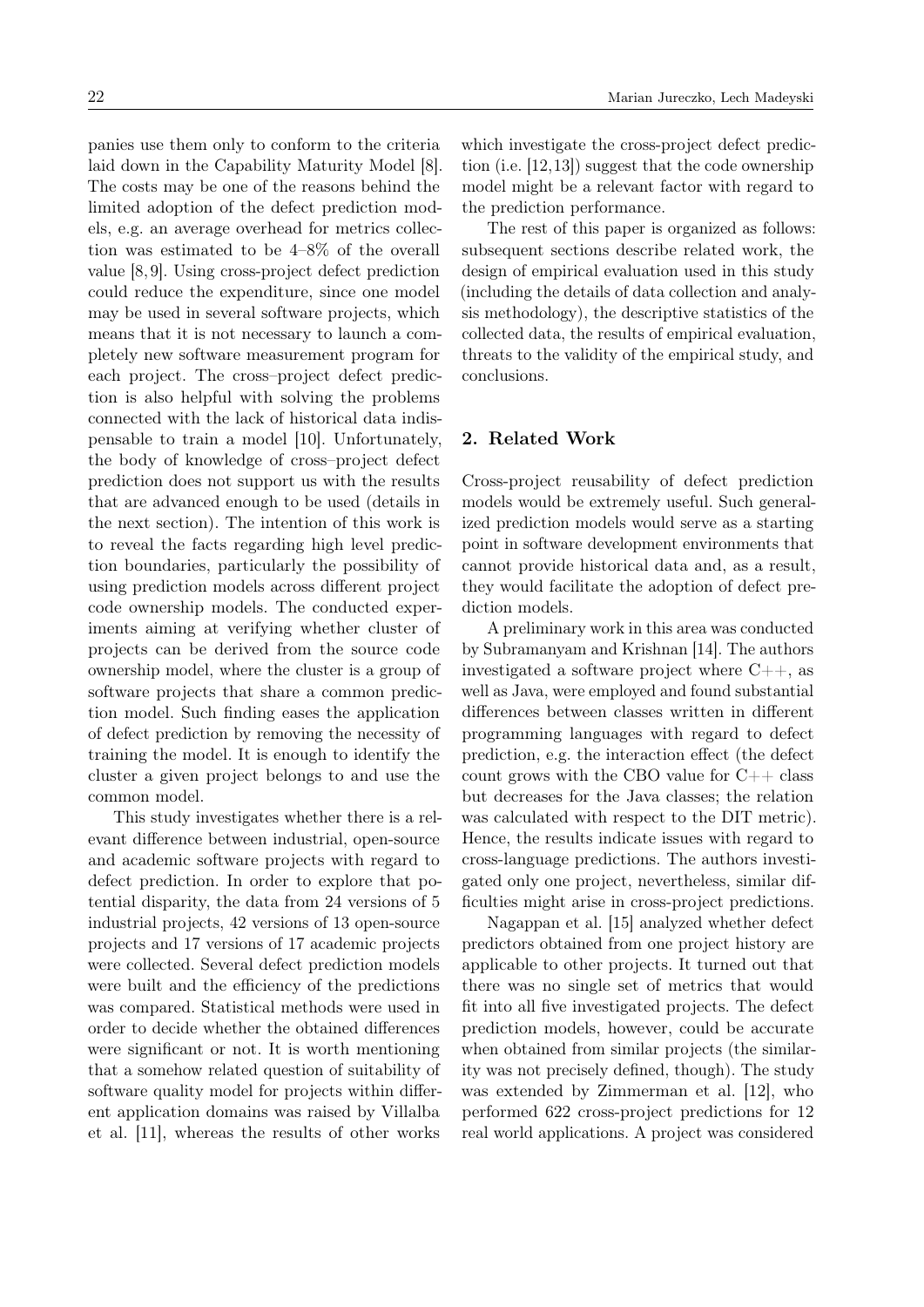panies use them only to conform to the criteria laid down in the Capability Maturity Model [8]. The costs may be one of the reasons behind the limited adoption of the defect prediction models, e.g. an average overhead for metrics collection was estimated to be 4–8% of the overall value [8, 9]. Using cross-project defect prediction could reduce the expenditure, since one model may be used in several software projects, which means that it is not necessary to launch a completely new software measurement program for each project. The cross–project defect prediction is also helpful with solving the problems connected with the lack of historical data indispensable to train a model [10]. Unfortunately, the body of knowledge of cross–project defect prediction does not support us with the results that are advanced enough to be used (details in the next section). The intention of this work is to reveal the facts regarding high level prediction boundaries, particularly the possibility of using prediction models across different project code ownership models. The conducted experiments aiming at verifying whether cluster of projects can be derived from the source code ownership model, where the cluster is a group of software projects that share a common prediction model. Such finding eases the application of defect prediction by removing the necessity of training the model. It is enough to identify the cluster a given project belongs to and use the common model.

This study investigates whether there is a relevant difference between industrial, open-source and academic software projects with regard to defect prediction. In order to explore that potential disparity, the data from 24 versions of 5 industrial projects, 42 versions of 13 open-source projects and 17 versions of 17 academic projects were collected. Several defect prediction models were built and the efficiency of the predictions was compared. Statistical methods were used in order to decide whether the obtained differences were significant or not. It is worth mentioning that a somehow related question of suitability of software quality model for projects within different application domains was raised by Villalba et al. [11], whereas the results of other works which investigate the cross-project defect prediction (i.e. [12,13]) suggest that the code ownership model might be a relevant factor with regard to the prediction performance.

The rest of this paper is organized as follows: subsequent sections describe related work, the design of empirical evaluation used in this study (including the details of data collection and analysis methodology), the descriptive statistics of the collected data, the results of empirical evaluation, threats to the validity of the empirical study, and conclusions.

## 2. Related Work

Cross-project reusability of defect prediction models would be extremely useful. Such generalized prediction models would serve as a starting point in software development environments that cannot provide historical data and, as a result, they would facilitate the adoption of defect prediction models.

A preliminary work in this area was conducted by Subramanyam and Krishnan [14]. The authors investigated a software project where C++, as well as Java, were employed and found substantial differences between classes written in different programming languages with regard to defect prediction, e.g. the interaction effect (the defect count grows with the CBO value for C++ class but decreases for the Java classes; the relation was calculated with respect to the DIT metric). Hence, the results indicate issues with regard to cross-language predictions. The authors investigated only one project, nevertheless, similar difficulties might arise in cross-project predictions.

Nagappan et al. [15] analyzed whether defect predictors obtained from one project history are applicable to other projects. It turned out that there was no single set of metrics that would fit into all five investigated projects. The defect prediction models, however, could be accurate when obtained from similar projects (the similarity was not precisely defined, though). The study was extended by Zimmerman et al. [12], who performed 622 cross-project predictions for 12 real world applications. A project was considered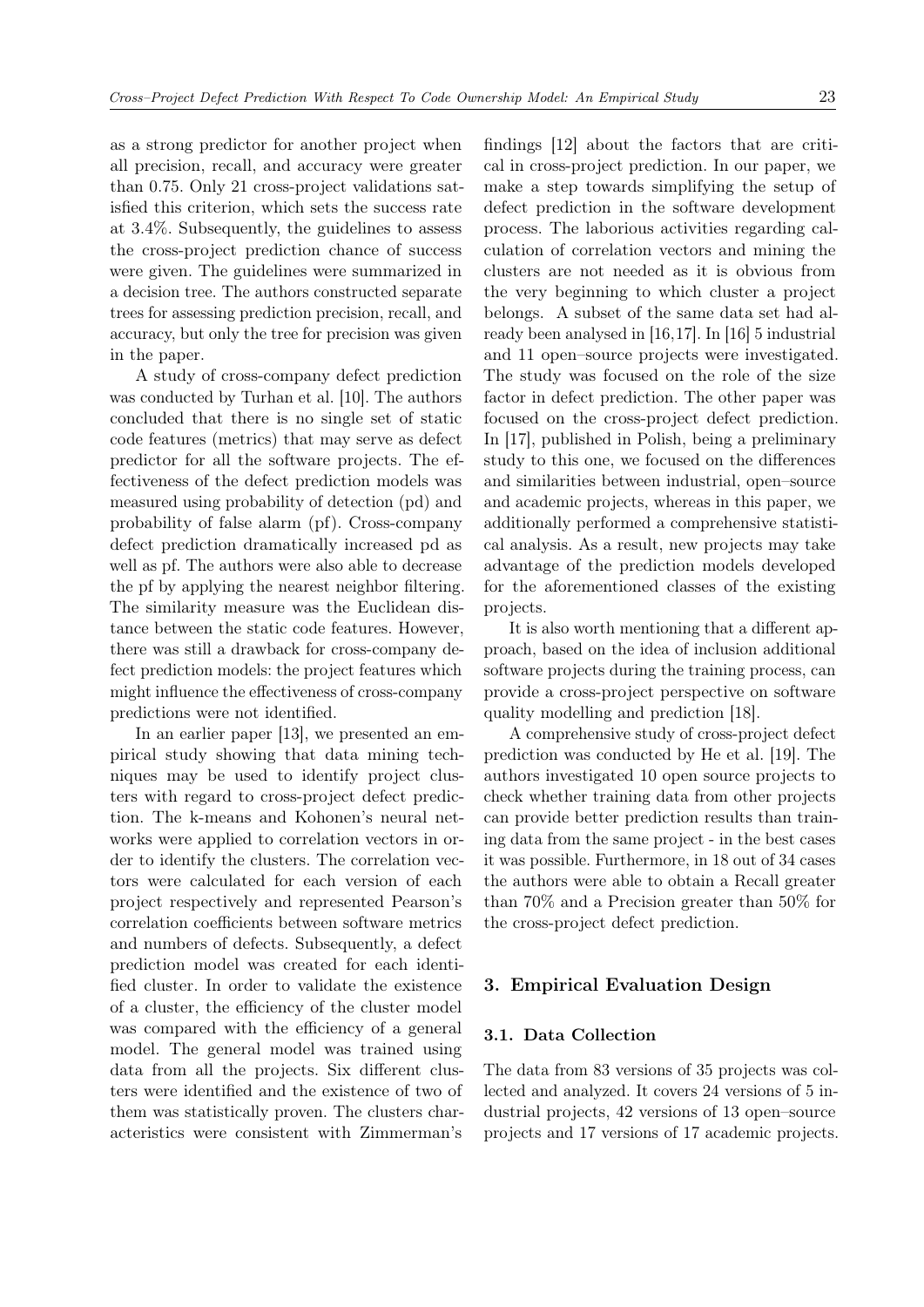as a strong predictor for another project when all precision, recall, and accuracy were greater than 0.75. Only 21 cross-project validations satisfied this criterion, which sets the success rate at 3.4%. Subsequently, the guidelines to assess the cross-project prediction chance of success were given. The guidelines were summarized in a decision tree. The authors constructed separate trees for assessing prediction precision, recall, and accuracy, but only the tree for precision was given in the paper.

A study of cross-company defect prediction was conducted by Turhan et al. [10]. The authors concluded that there is no single set of static code features (metrics) that may serve as defect predictor for all the software projects. The effectiveness of the defect prediction models was measured using probability of detection (pd) and probability of false alarm (pf). Cross-company defect prediction dramatically increased pd as well as pf. The authors were also able to decrease the pf by applying the nearest neighbor filtering. The similarity measure was the Euclidean distance between the static code features. However, there was still a drawback for cross-company defect prediction models: the project features which might influence the effectiveness of cross-company predictions were not identified.

In an earlier paper [13], we presented an empirical study showing that data mining techniques may be used to identify project clusters with regard to cross-project defect prediction. The k-means and Kohonen's neural networks were applied to correlation vectors in order to identify the clusters. The correlation vectors were calculated for each version of each project respectively and represented Pearson's correlation coefficients between software metrics and numbers of defects. Subsequently, a defect prediction model was created for each identified cluster. In order to validate the existence of a cluster, the efficiency of the cluster model was compared with the efficiency of a general model. The general model was trained using data from all the projects. Six different clusters were identified and the existence of two of them was statistically proven. The clusters characteristics were consistent with Zimmerman's findings [12] about the factors that are critical in cross-project prediction. In our paper, we make a step towards simplifying the setup of defect prediction in the software development process. The laborious activities regarding calculation of correlation vectors and mining the clusters are not needed as it is obvious from the very beginning to which cluster a project belongs. A subset of the same data set had already been analysed in [16,17]. In [16] 5 industrial and 11 open–source projects were investigated. The study was focused on the role of the size factor in defect prediction. The other paper was focused on the cross-project defect prediction. In [17], published in Polish, being a preliminary study to this one, we focused on the differences and similarities between industrial, open–source and academic projects, whereas in this paper, we additionally performed a comprehensive statistical analysis. As a result, new projects may take advantage of the prediction models developed for the aforementioned classes of the existing projects.

It is also worth mentioning that a different approach, based on the idea of inclusion additional software projects during the training process, can provide a cross-project perspective on software quality modelling and prediction [18].

A comprehensive study of cross-project defect prediction was conducted by He et al. [19]. The authors investigated 10 open source projects to check whether training data from other projects can provide better prediction results than training data from the same project - in the best cases it was possible. Furthermore, in 18 out of 34 cases the authors were able to obtain a Recall greater than 70% and a Precision greater than 50% for the cross-project defect prediction.

## 3. Empirical Evaluation Design

### 3.1. Data Collection

The data from 83 versions of 35 projects was collected and analyzed. It covers 24 versions of 5 industrial projects, 42 versions of 13 open–source projects and 17 versions of 17 academic projects.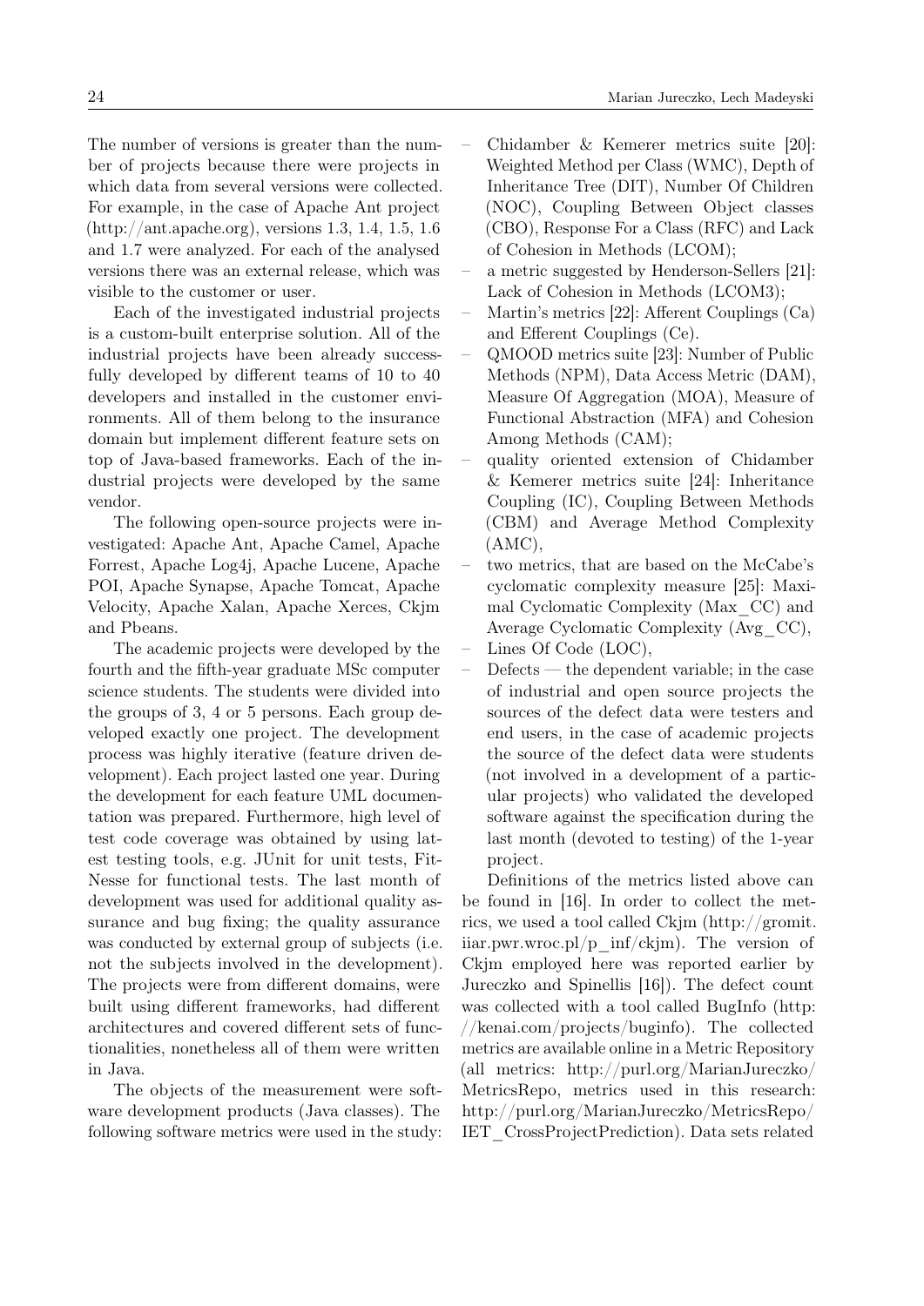The number of versions is greater than the number of projects because there were projects in which data from several versions were collected. For example, in the case of Apache Ant project (http://ant.apache.org), versions 1.3, 1.4, 1.5, 1.6 and 1.7 were analyzed. For each of the analysed versions there was an external release, which was visible to the customer or user.

Each of the investigated industrial projects is a custom-built enterprise solution. All of the industrial projects have been already successfully developed by different teams of 10 to 40 developers and installed in the customer environments. All of them belong to the insurance domain but implement different feature sets on top of Java-based frameworks. Each of the industrial projects were developed by the same vendor.

The following open-source projects were investigated: Apache Ant, Apache Camel, Apache Forrest, Apache Log4j, Apache Lucene, Apache POI, Apache Synapse, Apache Tomcat, Apache Velocity, Apache Xalan, Apache Xerces, Ckjm and Pbeans.

The academic projects were developed by the fourth and the fifth-year graduate MSc computer science students. The students were divided into the groups of 3, 4 or 5 persons. Each group developed exactly one project. The development process was highly iterative (feature driven development). Each project lasted one year. During the development for each feature UML documentation was prepared. Furthermore, high level of test code coverage was obtained by using latest testing tools, e.g. JUnit for unit tests, FitNesse for functional tests. The last month of development was used for additional quality assurance and bug fixing; the quality assurance was conducted by external group of subjects (i.e. not the subjects involved in the development). The projects were from different domains, were built using different frameworks, had different architectures and covered different sets of functionalities, nonetheless all of them were written in Java.

The objects of the measurement were software development products (Java classes). The following software metrics were used in the study:

- Chidamber & Kemerer metrics suite [20]: Weighted Method per Class (WMC), Depth of Inheritance Tree (DIT), Number Of Children (NOC), Coupling Between Object classes (CBO), Response For a Class (RFC) and Lack of Cohesion in Methods (LCOM);
- a metric suggested by Henderson-Sellers [21]: Lack of Cohesion in Methods (LCOM3);
- Martin's metrics [22]: Afferent Couplings (Ca) and Efferent Couplings (Ce).
- QMOOD metrics suite [23]: Number of Public Methods (NPM), Data Access Metric (DAM), Measure Of Aggregation (MOA), Measure of Functional Abstraction (MFA) and Cohesion Among Methods (CAM);
- quality oriented extension of Chidamber & Kemerer metrics suite [24]: Inheritance Coupling (IC), Coupling Between Methods (CBM) and Average Method Complexity (AMC),
- two metrics, that are based on the McCabe's cyclomatic complexity measure [25]: Maximal Cyclomatic Complexity (Max_CC) and Average Cyclomatic Complexity (Avg_CC),
- Lines Of Code (LOC),
- Defects — the dependent variable; in the case of industrial and open source projects the sources of the defect data were testers and end users, in the case of academic projects the source of the defect data were students (not involved in a development of a particular projects) who validated the developed software against the specification during the last month (devoted to testing) of the 1-year project.

Definitions of the metrics listed above can be found in [16]. In order to collect the metrics, we used a tool called Ckjm (http://gromit.iiar.pwr.wroc.pl/p_inf/ckjm). The version of Ckjm employed here was reported earlier by Jureczko and Spinellis [16]). The defect count was collected with a tool called BugInfo (http://kenai.com/projects/buginfo). The collected metrics are available online in a Metric Repository (all metrics: http://purl.org/MarianJureczko/MetricsRepo, metrics used in this research: http://purl.org/MarianJureczko/MetricsRepo/IET_CrossProjectPrediction). Data sets related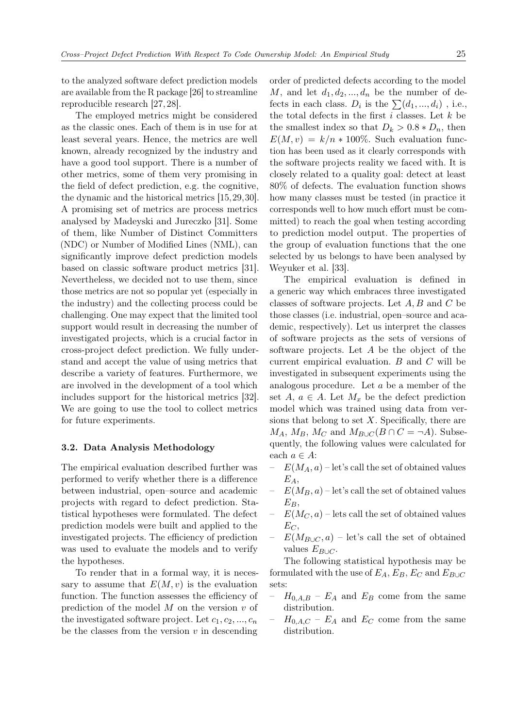to the analyzed software defect prediction models are available from the R package [26] to streamline reproducible research [27, 28].

The employed metrics might be considered as the classic ones. Each of them is in use for at least several years. Hence, the metrics are well known, already recognized by the industry and have a good tool support. There is a number of other metrics, some of them very promising in the field of defect prediction, e.g. the cognitive, the dynamic and the historical metrics [15,29,30]. A promising set of metrics are process metrics analysed by Madeyski and Jureczko [31]. Some of them, like Number of Distinct Committers (NDC) or Number of Modified Lines (NML), can significantly improve defect prediction models based on classic software product metrics [31]. Nevertheless, we decided not to use them, since those metrics are not so popular yet (especially in the industry) and the collecting process could be challenging. One may expect that the limited tool support would result in decreasing the number of investigated projects, which is a crucial factor in cross-project defect prediction. We fully understand and accept the value of using metrics that describe a variety of features. Furthermore, we are involved in the development of a tool which includes support for the historical metrics [32]. We are going to use the tool to collect metrics for future experiments.

### 3.2. Data Analysis Methodology

The empirical evaluation described further was performed to verify whether there is a difference between industrial, open–source and academic projects with regard to defect prediction. Statistical hypotheses were formulated. The defect prediction models were built and applied to the investigated projects. The efficiency of prediction was used to evaluate the models and to verify the hypotheses.

To render that in a formal way, it is necessary to assume that $E(M, v)$ is the evaluation function. The function assesses the efficiency of prediction of the model $M$ on the version $v$ of the investigated software project. Let $c_1, c_2, ..., c_n$ be the classes from the version $v$ in descending order of predicted defects according to the model $M$, and let $d_1, d_2, ..., d_n$ be the number of defects in each class. $D_i$ is the $\sum(d_1, ..., d_i)$ , i.e., the total defects in the first $i$ classes. Let $k$ be the smallest index so that $D_k > 0.8 * D_n$, then $E(M, v) = k/n * 100\%$. Such evaluation function has been used as it clearly corresponds with the software projects reality we faced with. It is closely related to a quality goal: detect at least 80% of defects. The evaluation function shows how many classes must be tested (in practice it corresponds well to how much effort must be committed) to reach the goal when testing according to prediction model output. The properties of the group of evaluation functions that the one selected by us belongs to have been analysed by Weyuker et al. [33].

The empirical evaluation is defined in a generic way which embraces three investigated classes of software projects. Let $A, B$ and $C$ be those classes (i.e. industrial, open–source and academic, respectively). Let us interpret the classes of software projects as the sets of versions of software projects. Let $A$ be the object of the current empirical evaluation. $B$ and $C$ will be investigated in subsequent experiments using the analogous procedure. Let $a$ be a member of the set $A$, $a \in A$. Let $M_x$ be the defect prediction model which was trained using data from versions that belong to set $X$. Specifically, there are $M_A$, $M_B$, $M_C$ and $M_{B \cup C} (B \cap C = \neg A)$. Subsequently, the following values were calculated for each $a \in A$:

- $E(M_A, a)$ – let's call the set of obtained values $E_A$,
- $E(M_B, a)$ – let's call the set of obtained values $E_B$,
- $E(M_C, a)$ – lets call the set of obtained values $E_C$,
- $E(M_{B \cup C}, a)$ – let's call the set of obtained values $E_{B \cup C}$.

The following statistical hypothesis may be formulated with the use of $E_A$, $E_B$, $E_C$ and $E_{B \cup C}$ sets:

- $H_{0,A,B}$ – $E_A$ and $E_B$ come from the same distribution.
- $H_{0,A,C}$ – $E_A$ and $E_C$ come from the same distribution.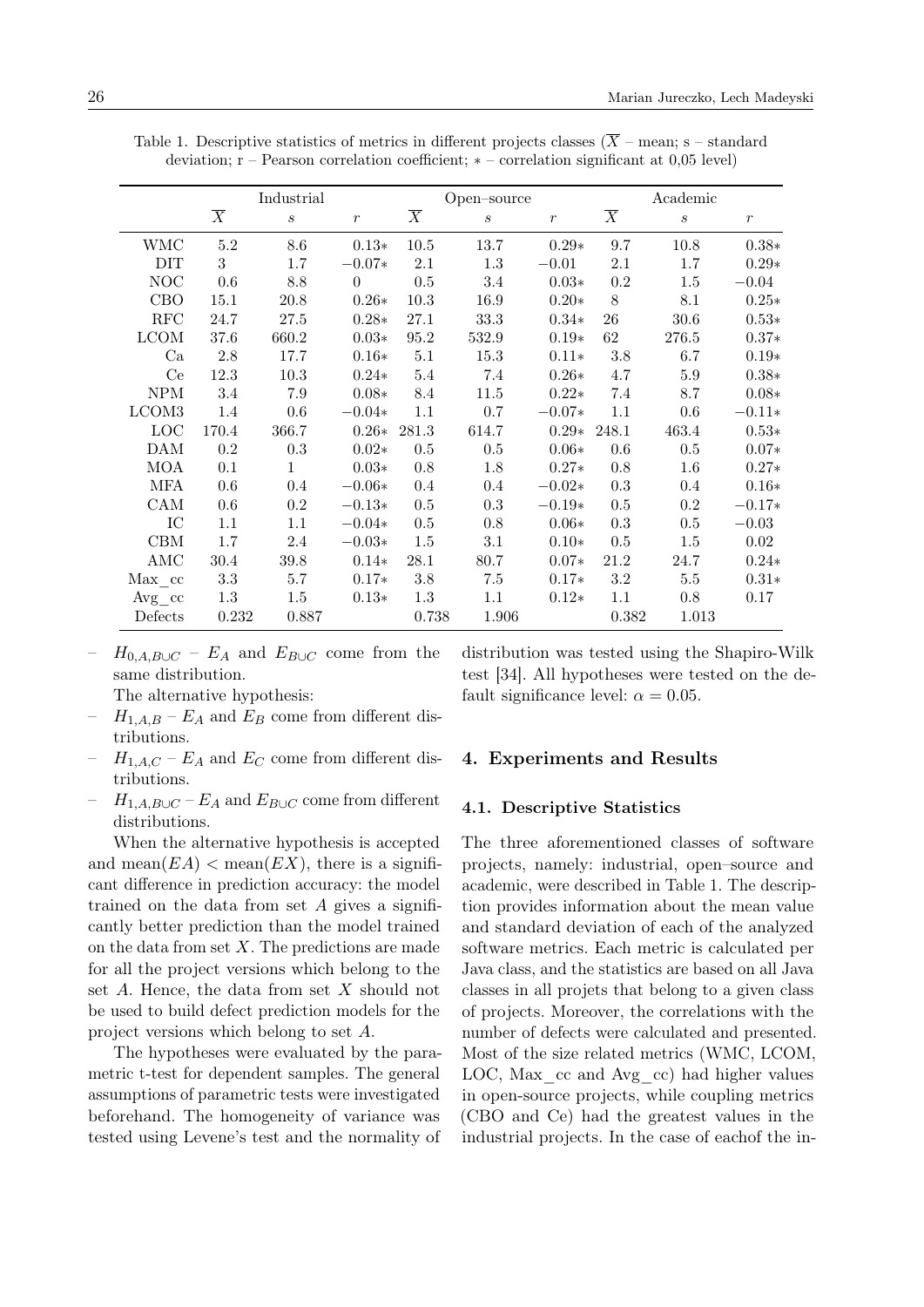Table 1. Descriptive statistics of metrics in different projects classes ($\overline{X}$ – mean; s – standard deviation; r – Pearson correlation coefficient; $*$ – correlation significant at 0,05 level)

| | Industrial | | | Open–source | | | Academic | | |
|---|---|---|---|---|---|---|---|---|---|
| | $\overline{X}$ | $s$ | $r$ | $\overline{X}$ | $s$ | $r$ | $\overline{X}$ | $s$ | $r$ |
| WMC | 5.2 | 8.6 | 0.13∗ | 10.5 | 13.7 | 0.29∗ | 9.7 | 10.8 | 0.38∗ |
| DIT | 3 | 1.7 | −0.07∗ | 2.1 | 1.3 | −0.01 | 2.1 | 1.7 | 0.29∗ |
| NOC | 0.6 | 8.8 | 0 | 0.5 | 3.4 | 0.03∗ | 0.2 | 1.5 | −0.04 |
| CBO | 15.1 | 20.8 | 0.26∗ | 10.3 | 16.9 | 0.20∗ | 8 | 8.1 | 0.25∗ |
| RFC | 24.7 | 27.5 | 0.28∗ | 27.1 | 33.3 | 0.34∗ | 26 | 30.6 | 0.53∗ |
| LCOM | 37.6 | 660.2 | 0.03∗ | 95.2 | 532.9 | 0.19∗ | 62 | 276.5 | 0.37∗ |
| Ca | 2.8 | 17.7 | 0.16∗ | 5.1 | 15.3 | 0.11∗ | 3.8 | 6.7 | 0.19∗ |
| Ce | 12.3 | 10.3 | 0.24∗ | 5.4 | 7.4 | 0.26∗ | 4.7 | 5.9 | 0.38∗ |
| NPM | 3.4 | 7.9 | 0.08∗ | 8.4 | 11.5 | 0.22∗ | 7.4 | 8.7 | 0.08∗ |
| LCOM3 | 1.4 | 0.6 | −0.04∗ | 1.1 | 0.7 | −0.07∗ | 1.1 | 0.6 | −0.11∗ |
| LOC | 170.4 | 366.7 | 0.26∗ | 281.3 | 614.7 | 0.29∗ | 248.1 | 463.4 | 0.53∗ |
| DAM | 0.2 | 0.3 | 0.02∗ | 0.5 | 0.5 | 0.06∗ | 0.6 | 0.5 | 0.07∗ |
| MOA | 0.1 | 1 | 0.03∗ | 0.8 | 1.8 | 0.27∗ | 0.8 | 1.6 | 0.27∗ |
| MFA | 0.6 | 0.4 | −0.06∗ | 0.4 | 0.4 | −0.02∗ | 0.3 | 0.4 | 0.16∗ |
| CAM | 0.6 | 0.2 | −0.13∗ | 0.5 | 0.3 | −0.19∗ | 0.5 | 0.2 | −0.17∗ |
| IC | 1.1 | 1.1 | −0.04∗ | 0.5 | 0.8 | 0.06∗ | 0.3 | 0.5 | −0.03 |
| CBM | 1.7 | 2.4 | −0.03∗ | 1.5 | 3.1 | 0.10∗ | 0.5 | 1.5 | 0.02 |
| AMC | 30.4 | 39.8 | 0.14∗ | 28.1 | 80.7 | 0.07∗ | 21.2 | 24.7 | 0.24∗ |
| Max_cc | 3.3 | 5.7 | 0.17∗ | 3.8 | 7.5 | 0.17∗ | 3.2 | 5.5 | 0.31∗ |
| Avg_cc | 1.3 | 1.5 | 0.13∗ | 1.3 | 1.1 | 0.12∗ | 1.1 | 0.8 | 0.17 |
| Defects | 0.232 | 0.887 | | 0.738 | 1.906 | | 0.382 | 1.013 | |

- $H_{0,A,B\cup C}$ – $E_A$ and $E_{B\cup C}$ come from the same distribution.

The alternative hypothesis:

- $H_{1,A,B}$ – $E_A$ and $E_B$ come from different distributions.
- $H_{1,A,C}$ – $E_A$ and $E_C$ come from different distributions.
- $H_{1,A,B\cup C}$ – $E_A$ and $E_{B\cup C}$ come from different distributions.

When the alternative hypothesis is accepted and mean$(EA) <$ mean$(EX)$, there is a significant difference in prediction accuracy: the model trained on the data from set $A$ gives a significantly better prediction than the model trained on the data from set $X$. The predictions are made for all the project versions which belong to the set $A$. Hence, the data from set $X$ should not be used to build defect prediction models for the project versions which belong to set $A$.

The hypotheses were evaluated by the parametric t-test for dependent samples. The general assumptions of parametric tests were investigated beforehand. The homogeneity of variance was tested using Levene's test and the normality of distribution was tested using the Shapiro-Wilk test [34]. All hypotheses were tested on the default significance level: $\alpha = 0.05$.

## 4. Experiments and Results

### 4.1. Descriptive Statistics

The three aforementioned classes of software projects, namely: industrial, open–source and academic, were described in Table 1. The description provides information about the mean value and standard deviation of each of the analyzed software metrics. Each metric is calculated per Java class, and the statistics are based on all Java classes in all projets that belong to a given class of projects. Moreover, the correlations with the number of defects were calculated and presented. Most of the size related metrics (WMC, LCOM, LOC, Max_cc and Avg_cc) had higher values in open-source projects, while coupling metrics (CBO and Ce) had the greatest values in the industrial projects. In the case of eachof the in-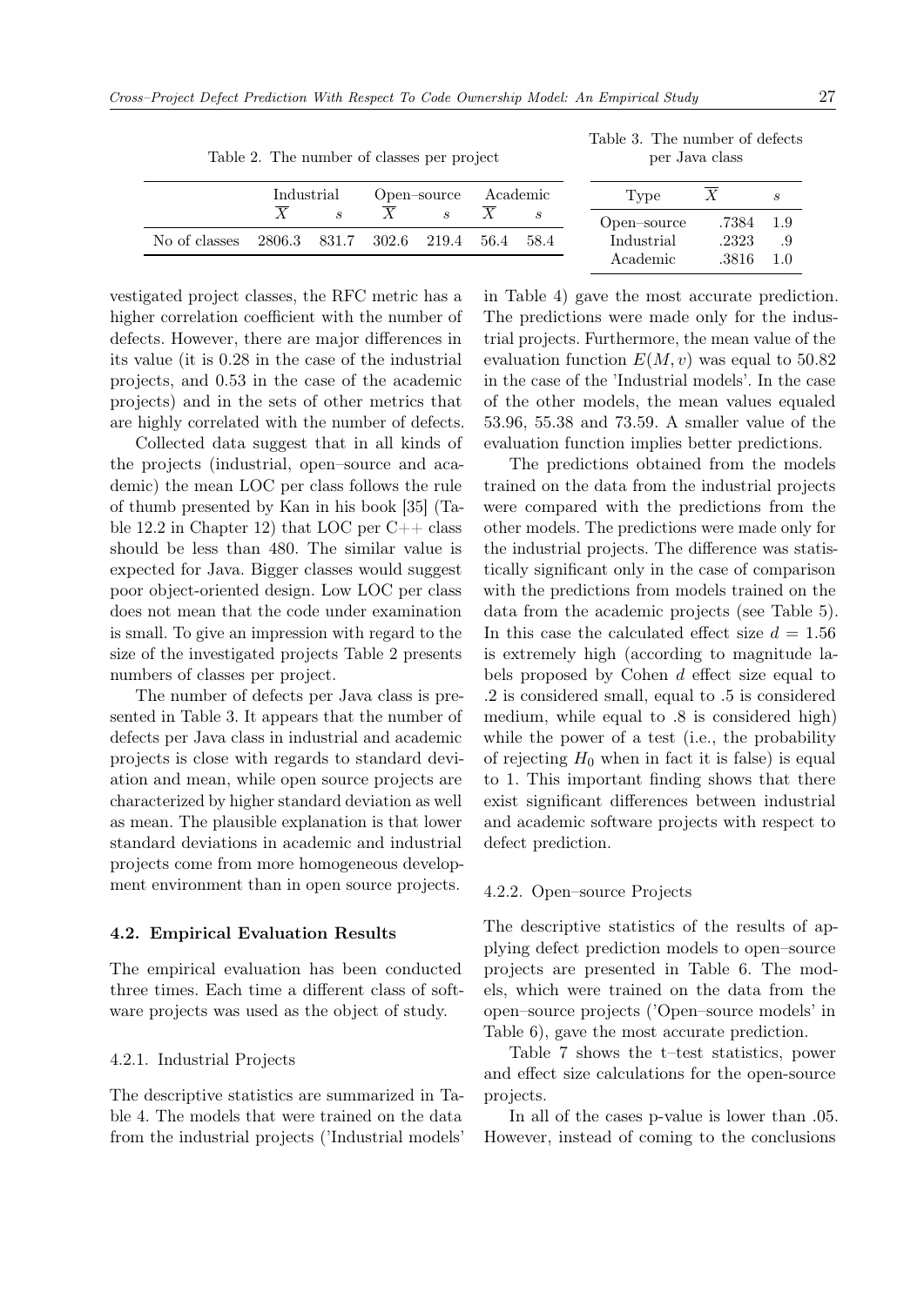Table 2. The number of classes per project

| | Industrial | | Open–source | | Academic | |
|---|---|---|---|---|---|---|
| | $\overline{X}$ | $s$ | $\overline{X}$ | $s$ | $\overline{X}$ | $s$ |
| No of classes | 2806.3 | 831.7 | 302.6 | 219.4 | 56.4 | 58.4 |

Table 3. The number of defects per Java class

| Type | $\overline{X}$ | $s$ |
|---|---|---|
| Open–source | .7384 | 1.9 |
| Industrial | .2323 | .9 |
| Academic | .3816 | 1.0 |

vestigated project classes, the RFC metric has a higher correlation coefficient with the number of defects. However, there are major differences in its value (it is 0.28 in the case of the industrial projects, and 0.53 in the case of the academic projects) and in the sets of other metrics that are highly correlated with the number of defects.

Collected data suggest that in all kinds of the projects (industrial, open–source and academic) the mean LOC per class follows the rule of thumb presented by Kan in his book [35] (Table 12.2 in Chapter 12) that LOC per C++ class should be less than 480. The similar value is expected for Java. Bigger classes would suggest poor object-oriented design. Low LOC per class does not mean that the code under examination is small. To give an impression with regard to the size of the investigated projects Table 2 presents numbers of classes per project.

The number of defects per Java class is presented in Table 3. It appears that the number of defects per Java class in industrial and academic projects is close with regards to standard deviation and mean, while open source projects are characterized by higher standard deviation as well as mean. The plausible explanation is that lower standard deviations in academic and industrial projects come from more homogeneous development environment than in open source projects.

### 4.2. Empirical Evaluation Results

The empirical evaluation has been conducted three times. Each time a different class of software projects was used as the object of study.

#### 4.2.1. Industrial Projects

The descriptive statistics are summarized in Table 4. The models that were trained on the data from the industrial projects ('Industrial models' in Table 4) gave the most accurate prediction. The predictions were made only for the industrial projects. Furthermore, the mean value of the evaluation function $E(M, v)$ was equal to 50.82 in the case of the 'Industrial models'. In the case of the other models, the mean values equaled 53.96, 55.38 and 73.59. A smaller value of the evaluation function implies better predictions.

The predictions obtained from the models trained on the data from the industrial projects were compared with the predictions from the other models. The predictions were made only for the industrial projects. The difference was statistically significant only in the case of comparison with the predictions from models trained on the data from the academic projects (see Table 5). In this case the calculated effect size $d = 1.56$ is extremely high (according to magnitude labels proposed by Cohen $d$ effect size equal to .2 is considered small, equal to .5 is considered medium, while equal to .8 is considered high) while the power of a test (i.e., the probability of rejecting $H_0$ when in fact it is false) is equal to 1. This important finding shows that there exist significant differences between industrial and academic software projects with respect to defect prediction.

#### 4.2.2. Open–source Projects

The descriptive statistics of the results of applying defect prediction models to open–source projects are presented in Table 6. The models, which were trained on the data from the open–source projects ('Open–source models' in Table 6), gave the most accurate prediction.

Table 7 shows the t–test statistics, power and effect size calculations for the open-source projects.

In all of the cases p-value is lower than .05. However, instead of coming to the conclusions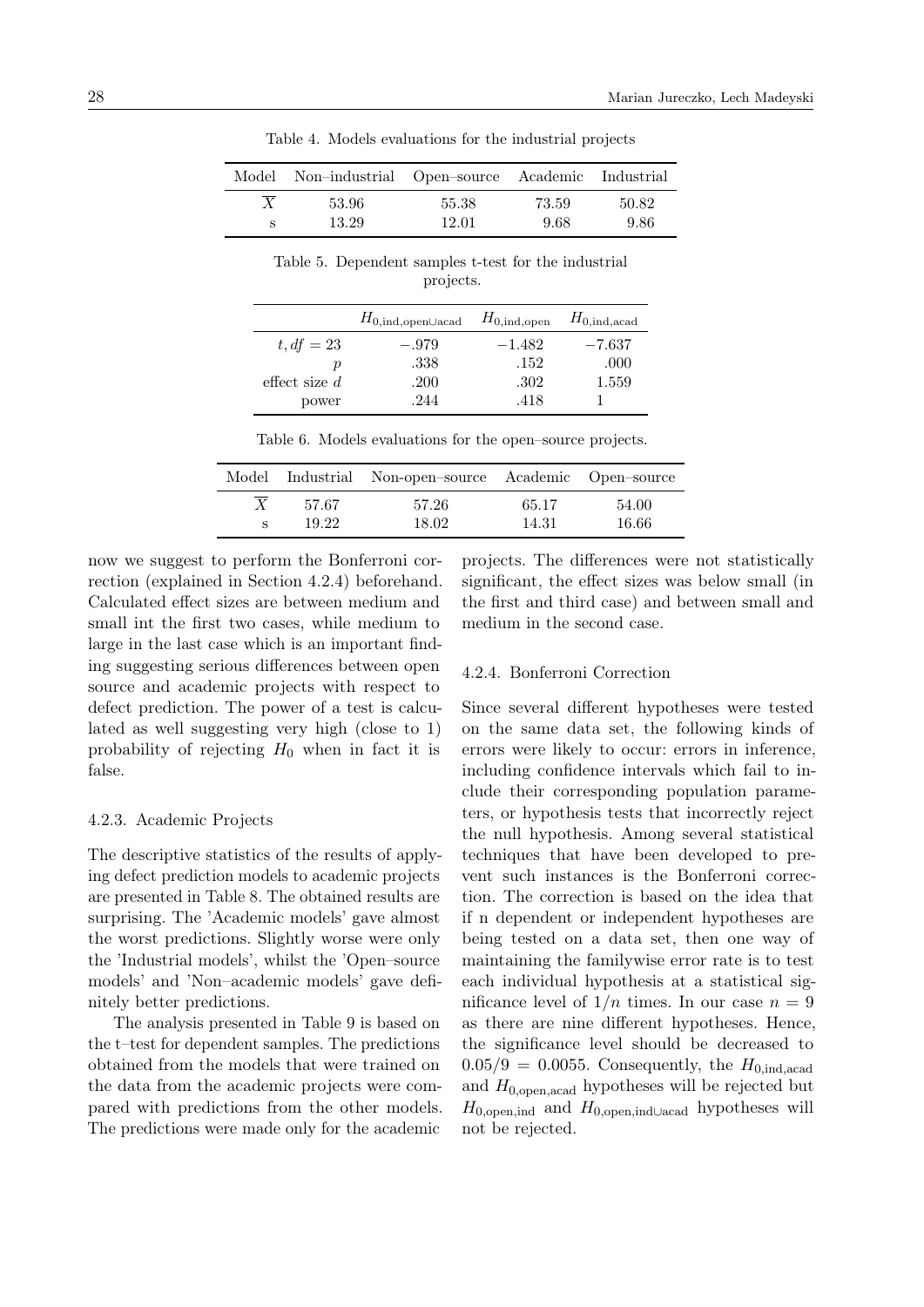Table 4. Models evaluations for the industrial projects

| Model | Non–industrial | Open–source | Academic | Industrial |
|---|---|---|---|---|
| $\overline{X}$ | 53.96 | 55.38 | 73.59 | 50.82 |
| s | 13.29 | 12.01 | 9.68 | 9.86 |

Table 5. Dependent samples t-test for the industrial projects.

| | $H_{0,\text{ind},\text{open}\cup\text{acad}}$ | $H_{0,\text{ind},\text{open}}$ | $H_{0,\text{ind},\text{acad}}$ |
|---|---|---|---|
| $t, df = 23$ | $-.979$ | $-1.482$ | $-7.637$ |
| $p$ | .338 | .152 | .000 |
| effect size $d$ | .200 | .302 | 1.559 |
| power | .244 | .418 | 1 |

Table 6. Models evaluations for the open–source projects.

| Model | Industrial | Non-open–source | Academic | Open–source |
|---|---|---|---|---|
| $\overline{X}$ | 57.67 | 57.26 | 65.17 | 54.00 |
| s | 19.22 | 18.02 | 14.31 | 16.66 |

now we suggest to perform the Bonferroni correction (explained in Section 4.2.4) beforehand. Calculated effect sizes are between medium and small int the first two cases, while medium to large in the last case which is an important finding suggesting serious differences between open source and academic projects with respect to defect prediction. The power of a test is calculated as well suggesting very high (close to 1) probability of rejecting $H_0$ when in fact it is false.

#### 4.2.3. Academic Projects

The descriptive statistics of the results of applying defect prediction models to academic projects are presented in Table 8. The obtained results are surprising. The 'Academic models' gave almost the worst predictions. Slightly worse were only the 'Industrial models', whilst the 'Open–source models' and 'Non–academic models' gave definitely better predictions.

The analysis presented in Table 9 is based on the t–test for dependent samples. The predictions obtained from the models that were trained on the data from the academic projects were compared with predictions from the other models. The predictions were made only for the academic projects. The differences were not statistically significant, the effect sizes was below small (in the first and third case) and between small and medium in the second case.

#### 4.2.4. Bonferroni Correction

Since several different hypotheses were tested on the same data set, the following kinds of errors were likely to occur: errors in inference, including confidence intervals which fail to include their corresponding population parameters, or hypothesis tests that incorrectly reject the null hypothesis. Among several statistical techniques that have been developed to prevent such instances is the Bonferroni correction. The correction is based on the idea that if n dependent or independent hypotheses are being tested on a data set, then one way of maintaining the familywise error rate is to test each individual hypothesis at a statistical significance level of $1/n$ times. In our case $n = 9$ as there are nine different hypotheses. Hence, the significance level should be decreased to $0.05/9 = 0.0055$. Consequently, the $H_{0,\text{ind},\text{acad}}$ and $H_{0,\text{open},\text{acad}}$ hypotheses will be rejected but $H_{0,\text{open},\text{ind}}$ and $H_{0,\text{open},\text{ind}\cup\text{acad}}$ hypotheses will not be rejected.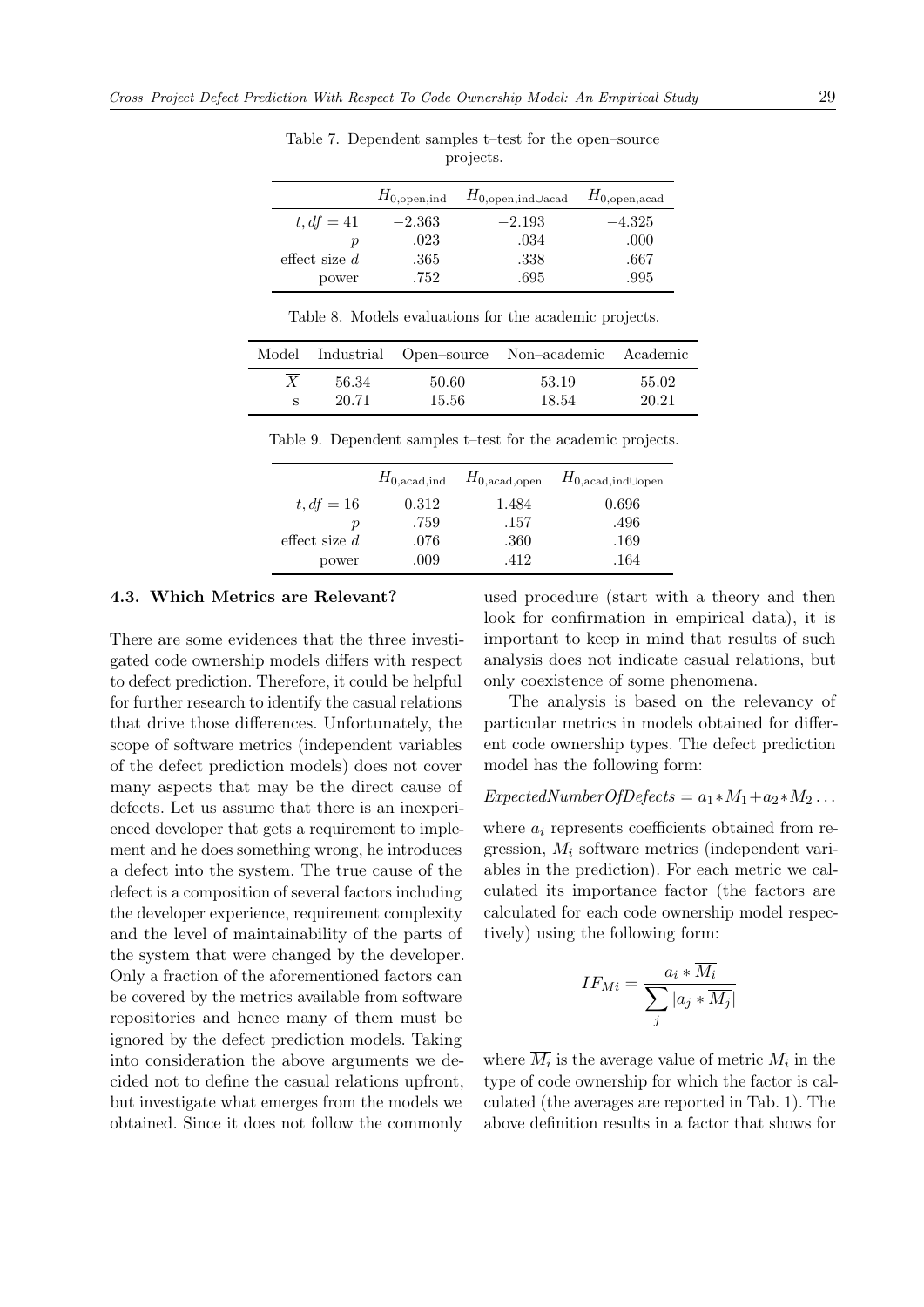Table 7. Dependent samples t–test for the open–source projects.

| | $H_{0,\text{open,ind}}$ | $H_{0,\text{open,ind}\cup\text{acad}}$ | $H_{0,\text{open,acad}}$ |
|---|---|---|---|
| $t, df = 41$ | $-2.363$ | $-2.193$ | $-4.325$ |
| $p$ | .023 | .034 | .000 |
| effect size $d$ | .365 | .338 | .667 |
| power | .752 | .695 | .995 |

Table 8. Models evaluations for the academic projects.

| Model | Industrial | Open–source | Non–academic | Academic |
|---|---|---|---|---|
| $\overline{X}$ | 56.34 | 50.60 | 53.19 | 55.02 |
| s | 20.71 | 15.56 | 18.54 | 20.21 |

Table 9. Dependent samples t–test for the academic projects.

| | $H_{0,\text{acad,ind}}$ | $H_{0,\text{acad,open}}$ | $H_{0,\text{acad,ind}\cup\text{open}}$ |
|---|---|---|---|
| $t, df = 16$ | 0.312 | $-1.484$ | $-0.696$ |
| $p$ | .759 | .157 | .496 |
| effect size $d$ | .076 | .360 | .169 |
| power | .009 | .412 | .164 |

### 4.3. Which Metrics are Relevant?

There are some evidences that the three investigated code ownership models differs with respect to defect prediction. Therefore, it could be helpful for further research to identify the casual relations that drive those differences. Unfortunately, the scope of software metrics (independent variables of the defect prediction models) does not cover many aspects that may be the direct cause of defects. Let us assume that there is an inexperienced developer that gets a requirement to implement and he does something wrong, he introduces a defect into the system. The true cause of the defect is a composition of several factors including the developer experience, requirement complexity and the level of maintainability of the parts of the system that were changed by the developer. Only a fraction of the aforementioned factors can be covered by the metrics available from software repositories and hence many of them must be ignored by the defect prediction models. Taking into consideration the above arguments we decided not to define the casual relations upfront, but investigate what emerges from the models we obtained. Since it does not follow the commonly used procedure (start with a theory and then look for confirmation in empirical data), it is important to keep in mind that results of such analysis does not indicate casual relations, but only coexistence of some phenomena.

The analysis is based on the relevancy of particular metrics in models obtained for different code ownership types. The defect prediction model has the following form:

$$ExpectedNumberOfDefects = a_1 * M_1 + a_2 * M_2 \dots$$

where $a_i$ represents coefficients obtained from regression, $M_i$ software metrics (independent variables in the prediction). For each metric we calculated its importance factor (the factors are calculated for each code ownership model respectively) using the following form:

$$IF_{Mi} = \frac{a_i * \overline{M_i}}{\sum_j |a_j * \overline{M_j}|}$$

where $\overline{M_i}$ is the average value of metric $M_i$ in the type of code ownership for which the factor is calculated (the averages are reported in Tab. 1). The above definition results in a factor that shows for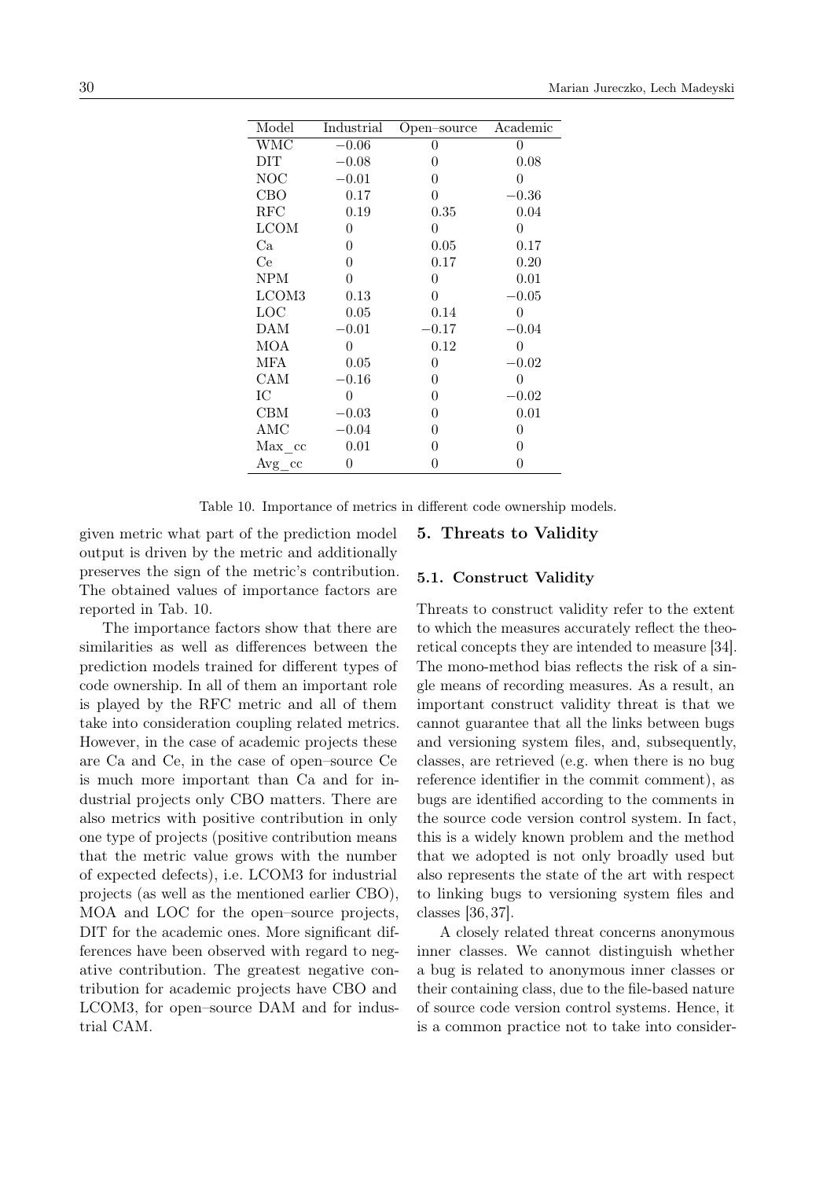| Model | Industrial | Open–source | Academic |
|---|---|---|---|
| WMC | −0.06 | 0 | 0 |
| DIT | −0.08 | 0 | 0.08 |
| NOC | −0.01 | 0 | 0 |
| CBO | 0.17 | 0 | −0.36 |
| RFC | 0.19 | 0.35 | 0.04 |
| LCOM | 0 | 0 | 0 |
| Ca | 0 | 0.05 | 0.17 |
| Ce | 0 | 0.17 | 0.20 |
| NPM | 0 | 0 | 0.01 |
| LCOM3 | 0.13 | 0 | −0.05 |
| LOC | 0.05 | 0.14 | 0 |
| DAM | −0.01 | −0.17 | −0.04 |
| MOA | 0 | 0.12 | 0 |
| MFA | 0.05 | 0 | −0.02 |
| CAM | −0.16 | 0 | 0 |
| IC | 0 | 0 | −0.02 |
| CBM | −0.03 | 0 | 0.01 |
| AMC | −0.04 | 0 | 0 |
| Max_cc | 0.01 | 0 | 0 |
| Avg_cc | 0 | 0 | 0 |

Table 10. Importance of metrics in different code ownership models.

given metric what part of the prediction model output is driven by the metric and additionally preserves the sign of the metric's contribution. The obtained values of importance factors are reported in Tab. 10.

The importance factors show that there are similarities as well as differences between the prediction models trained for different types of code ownership. In all of them an important role is played by the RFC metric and all of them take into consideration coupling related metrics. However, in the case of academic projects these are Ca and Ce, in the case of open–source Ce is much more important than Ca and for industrial projects only CBO matters. There are also metrics with positive contribution in only one type of projects (positive contribution means that the metric value grows with the number of expected defects), i.e. LCOM3 for industrial projects (as well as the mentioned earlier CBO), MOA and LOC for the open–source projects, DIT for the academic ones. More significant differences have been observed with regard to negative contribution. The greatest negative contribution for academic projects have CBO and LCOM3, for open–source DAM and for industrial CAM.

## 5. Threats to Validity

### 5.1. Construct Validity

Threats to construct validity refer to the extent to which the measures accurately reflect the theoretical concepts they are intended to measure [34]. The mono-method bias reflects the risk of a single means of recording measures. As a result, an important construct validity threat is that we cannot guarantee that all the links between bugs and versioning system files, and, subsequently, classes, are retrieved (e.g. when there is no bug reference identifier in the commit comment), as bugs are identified according to the comments in the source code version control system. In fact, this is a widely known problem and the method that we adopted is not only broadly used but also represents the state of the art with respect to linking bugs to versioning system files and classes [36, 37].

A closely related threat concerns anonymous inner classes. We cannot distinguish whether a bug is related to anonymous inner classes or their containing class, due to the file-based nature of source code version control systems. Hence, it is a common practice not to take into consider-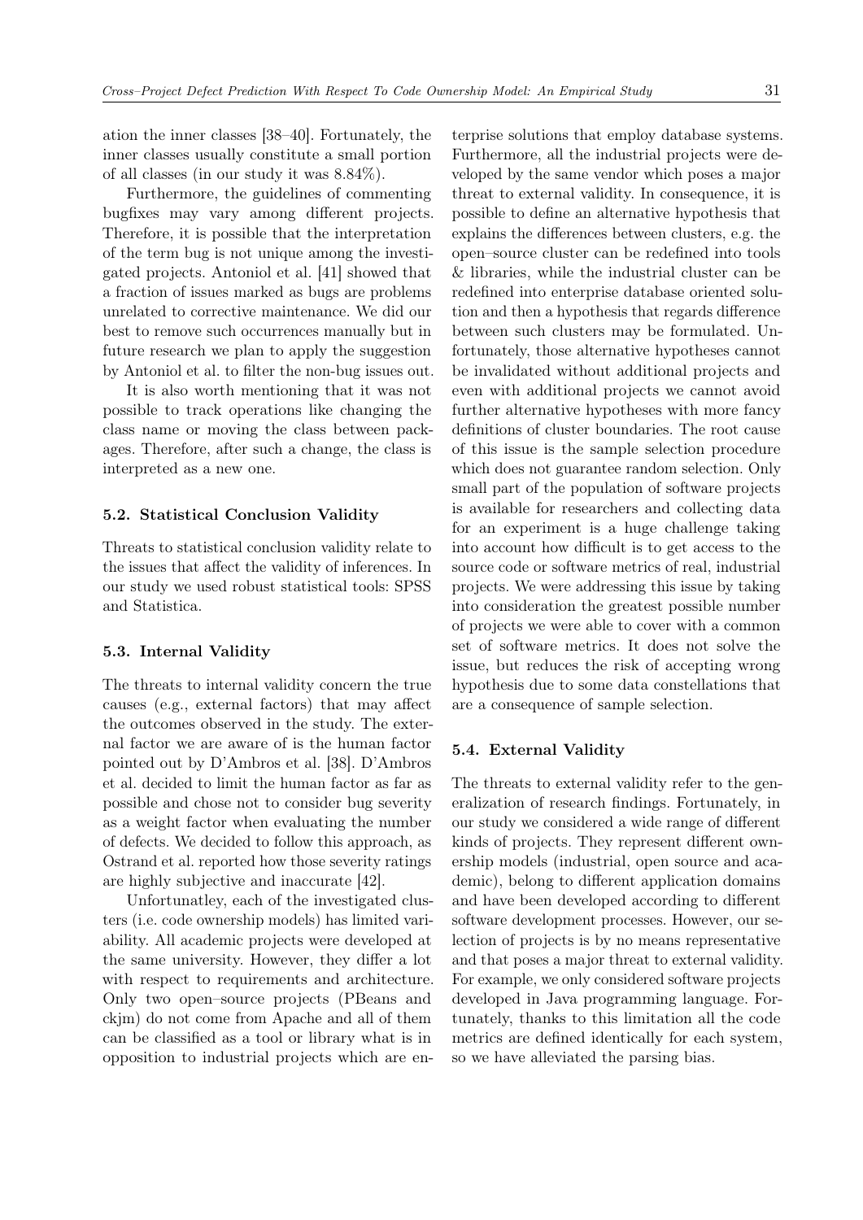ation the inner classes [38–40]. Fortunately, the inner classes usually constitute a small portion of all classes (in our study it was 8.84%).

Furthermore, the guidelines of commenting bugfixes may vary among different projects. Therefore, it is possible that the interpretation of the term bug is not unique among the investigated projects. Antoniol et al. [41] showed that a fraction of issues marked as bugs are problems unrelated to corrective maintenance. We did our best to remove such occurrences manually but in future research we plan to apply the suggestion by Antoniol et al. to filter the non-bug issues out.

It is also worth mentioning that it was not possible to track operations like changing the class name or moving the class between packages. Therefore, after such a change, the class is interpreted as a new one.

### 5.2. Statistical Conclusion Validity

Threats to statistical conclusion validity relate to the issues that affect the validity of inferences. In our study we used robust statistical tools: SPSS and Statistica.

### 5.3. Internal Validity

The threats to internal validity concern the true causes (e.g., external factors) that may affect the outcomes observed in the study. The external factor we are aware of is the human factor pointed out by D'Ambros et al. [38]. D'Ambros et al. decided to limit the human factor as far as possible and chose not to consider bug severity as a weight factor when evaluating the number of defects. We decided to follow this approach, as Ostrand et al. reported how those severity ratings are highly subjective and inaccurate [42].

Unfortunatley, each of the investigated clusters (i.e. code ownership models) has limited variability. All academic projects were developed at the same university. However, they differ a lot with respect to requirements and architecture. Only two open–source projects (PBeans and ckjm) do not come from Apache and all of them can be classified as a tool or library what is in opposition to industrial projects which are enterprise solutions that employ database systems. Furthermore, all the industrial projects were developed by the same vendor which poses a major threat to external validity. In consequence, it is possible to define an alternative hypothesis that explains the differences between clusters, e.g. the open–source cluster can be redefined into tools & libraries, while the industrial cluster can be redefined into enterprise database oriented solution and then a hypothesis that regards difference between such clusters may be formulated. Unfortunately, those alternative hypotheses cannot be invalidated without additional projects and even with additional projects we cannot avoid further alternative hypotheses with more fancy definitions of cluster boundaries. The root cause of this issue is the sample selection procedure which does not guarantee random selection. Only small part of the population of software projects is available for researchers and collecting data for an experiment is a huge challenge taking into account how difficult is to get access to the source code or software metrics of real, industrial projects. We were addressing this issue by taking into consideration the greatest possible number of projects we were able to cover with a common set of software metrics. It does not solve the issue, but reduces the risk of accepting wrong hypothesis due to some data constellations that are a consequence of sample selection.

### 5.4. External Validity

The threats to external validity refer to the generalization of research findings. Fortunately, in our study we considered a wide range of different kinds of projects. They represent different ownership models (industrial, open source and academic), belong to different application domains and have been developed according to different software development processes. However, our selection of projects is by no means representative and that poses a major threat to external validity. For example, we only considered software projects developed in Java programming language. Fortunately, thanks to this limitation all the code metrics are defined identically for each system, so we have alleviated the parsing bias.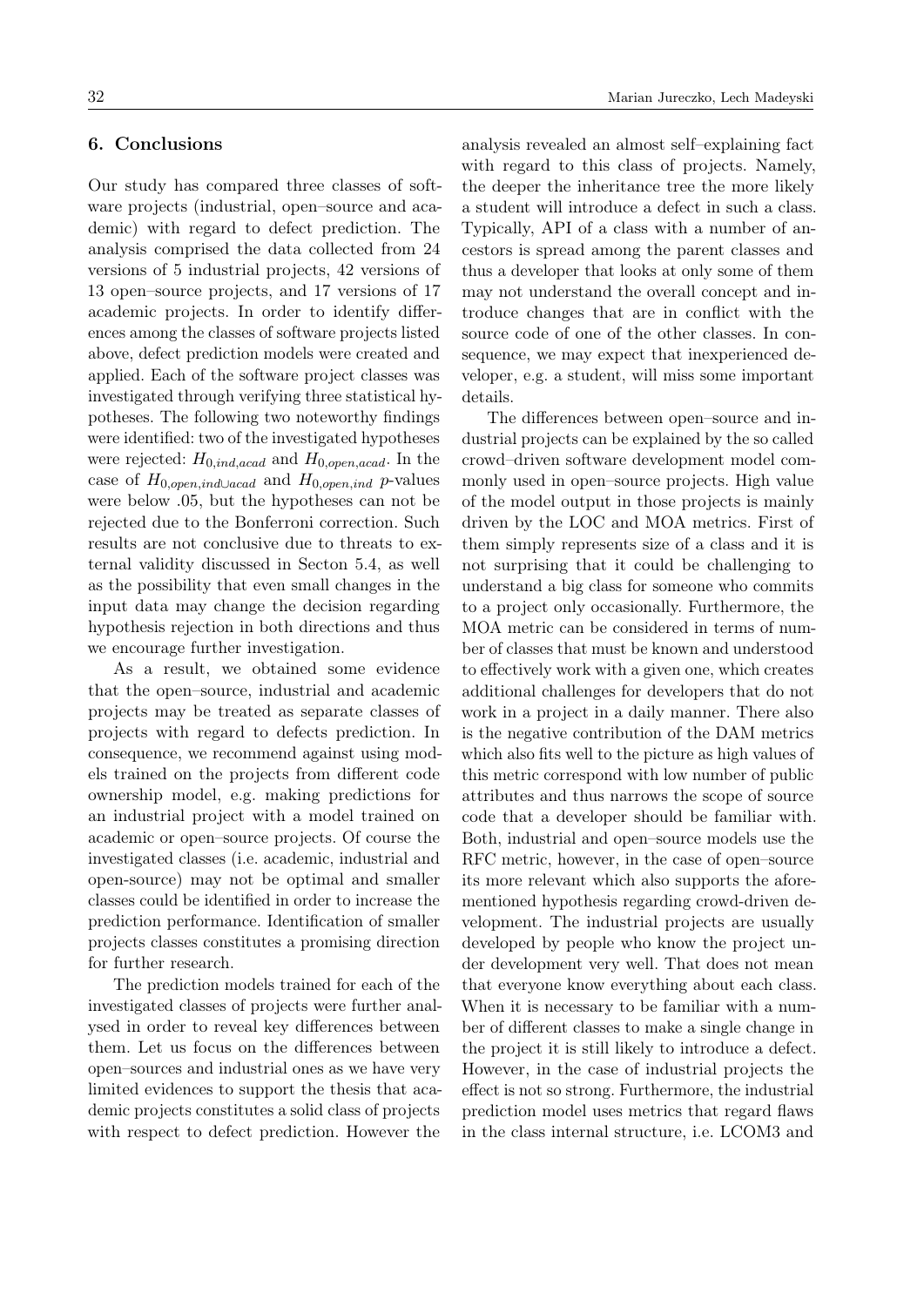## 6. Conclusions

Our study has compared three classes of software projects (industrial, open–source and academic) with regard to defect prediction. The analysis comprised the data collected from 24 versions of 5 industrial projects, 42 versions of 13 open–source projects, and 17 versions of 17 academic projects. In order to identify differences among the classes of software projects listed above, defect prediction models were created and applied. Each of the software project classes was investigated through verifying three statistical hypotheses. The following two noteworthy findings were identified: two of the investigated hypotheses were rejected: $H_{0,ind,acad}$ and $H_{0,open,acad}$. In the case of $H_{0,open,ind \cup acad}$ and $H_{0,open,ind}$ $p$-values were below .05, but the hypotheses can not be rejected due to the Bonferroni correction. Such results are not conclusive due to threats to external validity discussed in Secton 5.4, as well as the possibility that even small changes in the input data may change the decision regarding hypothesis rejection in both directions and thus we encourage further investigation.

As a result, we obtained some evidence that the open–source, industrial and academic projects may be treated as separate classes of projects with regard to defects prediction. In consequence, we recommend against using models trained on the projects from different code ownership model, e.g. making predictions for an industrial project with a model trained on academic or open–source projects. Of course the investigated classes (i.e. academic, industrial and open-source) may not be optimal and smaller classes could be identified in order to increase the prediction performance. Identification of smaller projects classes constitutes a promising direction for further research.

The prediction models trained for each of the investigated classes of projects were further analysed in order to reveal key differences between them. Let us focus on the differences between open–sources and industrial ones as we have very limited evidences to support the thesis that academic projects constitutes a solid class of projects with respect to defect prediction. However the analysis revealed an almost self–explaining fact with regard to this class of projects. Namely, the deeper the inheritance tree the more likely a student will introduce a defect in such a class. Typically, API of a class with a number of ancestors is spread among the parent classes and thus a developer that looks at only some of them may not understand the overall concept and introduce changes that are in conflict with the source code of one of the other classes. In consequence, we may expect that inexperienced developer, e.g. a student, will miss some important details.

The differences between open–source and industrial projects can be explained by the so called crowd–driven software development model commonly used in open–source projects. High value of the model output in those projects is mainly driven by the LOC and MOA metrics. First of them simply represents size of a class and it is not surprising that it could be challenging to understand a big class for someone who commits to a project only occasionally. Furthermore, the MOA metric can be considered in terms of number of classes that must be known and understood to effectively work with a given one, which creates additional challenges for developers that do not work in a project in a daily manner. There also is the negative contribution of the DAM metrics which also fits well to the picture as high values of this metric correspond with low number of public attributes and thus narrows the scope of source code that a developer should be familiar with. Both, industrial and open–source models use the RFC metric, however, in the case of open–source its more relevant which also supports the aforementioned hypothesis regarding crowd-driven development. The industrial projects are usually developed by people who know the project under development very well. That does not mean that everyone know everything about each class. When it is necessary to be familiar with a number of different classes to make a single change in the project it is still likely to introduce a defect. However, in the case of industrial projects the effect is not so strong. Furthermore, the industrial prediction model uses metrics that regard flaws in the class internal structure, i.e. LCOM3 and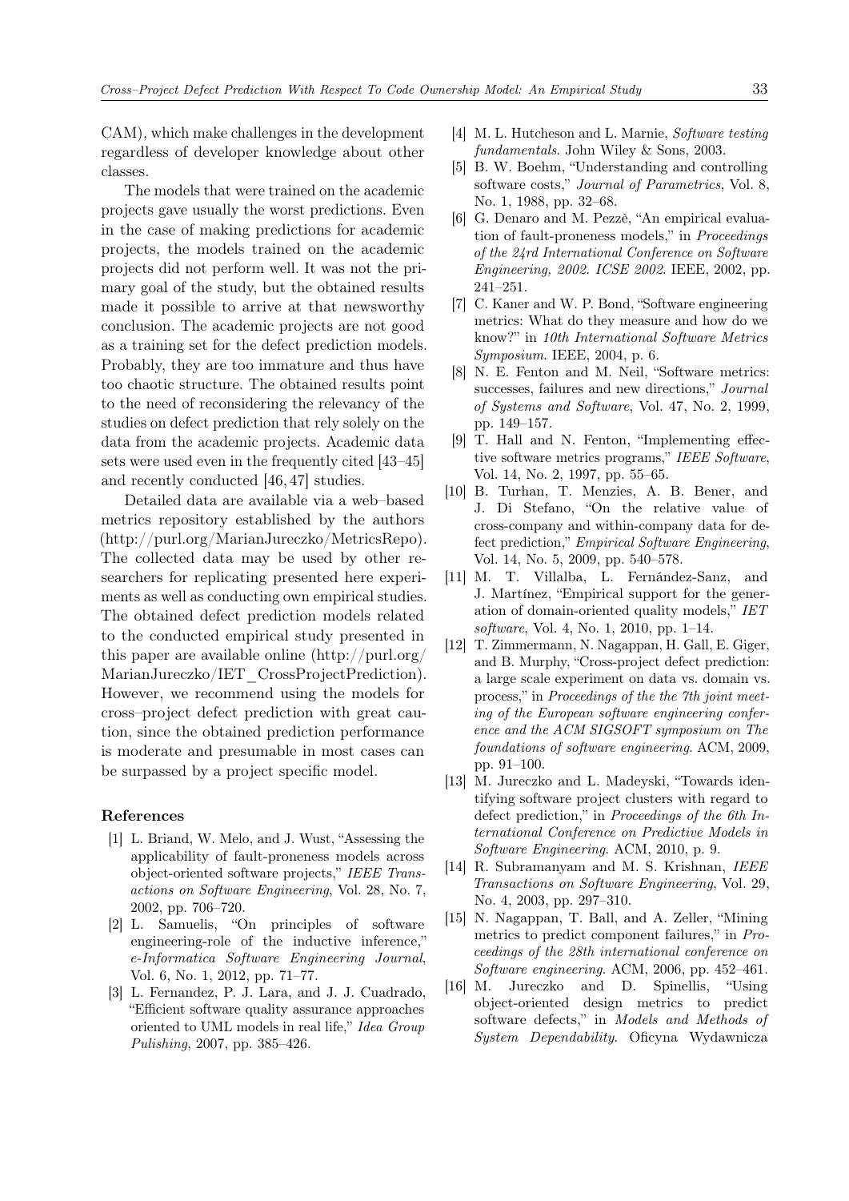CAM), which make challenges in the development regardless of developer knowledge about other classes.

The models that were trained on the academic projects gave usually the worst predictions. Even in the case of making predictions for academic projects, the models trained on the academic projects did not perform well. It was not the primary goal of the study, but the obtained results made it possible to arrive at that newsworthy conclusion. The academic projects are not good as a training set for the defect prediction models. Probably, they are too immature and thus have too chaotic structure. The obtained results point to the need of reconsidering the relevancy of the studies on defect prediction that rely solely on the data from the academic projects. Academic data sets were used even in the frequently cited [43–45] and recently conducted [46, 47] studies.

Detailed data are available via a web–based metrics repository established by the authors (http://purl.org/MarianJureczko/MetricsRepo). The collected data may be used by other researchers for replicating presented here experiments as well as conducting own empirical studies. The obtained defect prediction models related to the conducted empirical study presented in this paper are available online (http://purl.org/MarianJureczko/IET_CrossProjectPrediction). However, we recommend using the models for cross–project defect prediction with great caution, since the obtained prediction performance is moderate and presumable in most cases can be surpassed by a project specific model.

## References

[1] L. Briand, W. Melo, and J. Wust, "Assessing the applicability of fault-proneness models across object-oriented software projects," *IEEE Transactions on Software Engineering*, Vol. 28, No. 7, 2002, pp. 706–720.

[2] L. Samuelis, "On principles of software engineering-role of the inductive inference," *e-Informatica Software Engineering Journal*, Vol. 6, No. 1, 2012, pp. 71–77.

[3] L. Fernandez, P. J. Lara, and J. J. Cuadrado, "Efficient software quality assurance approaches oriented to UML models in real life," *Idea Group Pulishing*, 2007, pp. 385–426.

[4] M. L. Hutcheson and L. Marnie, *Software testing fundamentals*. John Wiley & Sons, 2003.

[5] B. W. Boehm, "Understanding and controlling software costs," *Journal of Parametrics*, Vol. 8, No. 1, 1988, pp. 32–68.

[6] G. Denaro and M. Pezzè, "An empirical evaluation of fault-proneness models," in *Proceedings of the 24rd International Conference on Software Engineering, 2002. ICSE 2002*. IEEE, 2002, pp. 241–251.

[7] C. Kaner and W. P. Bond, "Software engineering metrics: What do they measure and how do we know?" in *10th International Software Metrics Symposium*. IEEE, 2004, p. 6.

[8] N. E. Fenton and M. Neil, "Software metrics: successes, failures and new directions," *Journal of Systems and Software*, Vol. 47, No. 2, 1999, pp. 149–157.

[9] T. Hall and N. Fenton, "Implementing effective software metrics programs," *IEEE Software*, Vol. 14, No. 2, 1997, pp. 55–65.

[10] B. Turhan, T. Menzies, A. B. Bener, and J. Di Stefano, "On the relative value of cross-company and within-company data for defect prediction," *Empirical Software Engineering*, Vol. 14, No. 5, 2009, pp. 540–578.

[11] M. T. Villalba, L. Fernández-Sanz, and J. Martínez, "Empirical support for the generation of domain-oriented quality models," *IET software*, Vol. 4, No. 1, 2010, pp. 1–14.

[12] T. Zimmermann, N. Nagappan, H. Gall, E. Giger, and B. Murphy, "Cross-project defect prediction: a large scale experiment on data vs. domain vs. process," in *Proceedings of the the 7th joint meeting of the European software engineering conference and the ACM SIGSOFT symposium on The foundations of software engineering*. ACM, 2009, pp. 91–100.

[13] M. Jureczko and L. Madeyski, "Towards identifying software project clusters with regard to defect prediction," in *Proceedings of the 6th International Conference on Predictive Models in Software Engineering*. ACM, 2010, p. 9.

[14] R. Subramanyam and M. S. Krishnan, *IEEE Transactions on Software Engineering*, Vol. 29, No. 4, 2003, pp. 297–310.

[15] N. Nagappan, T. Ball, and A. Zeller, "Mining metrics to predict component failures," in *Proceedings of the 28th international conference on Software engineering*. ACM, 2006, pp. 452–461.

[16] M. Jureczko and D. Spinellis, "Using object-oriented design metrics to predict software defects," in *Models and Methods of System Dependability*. Oficyna Wydawnicza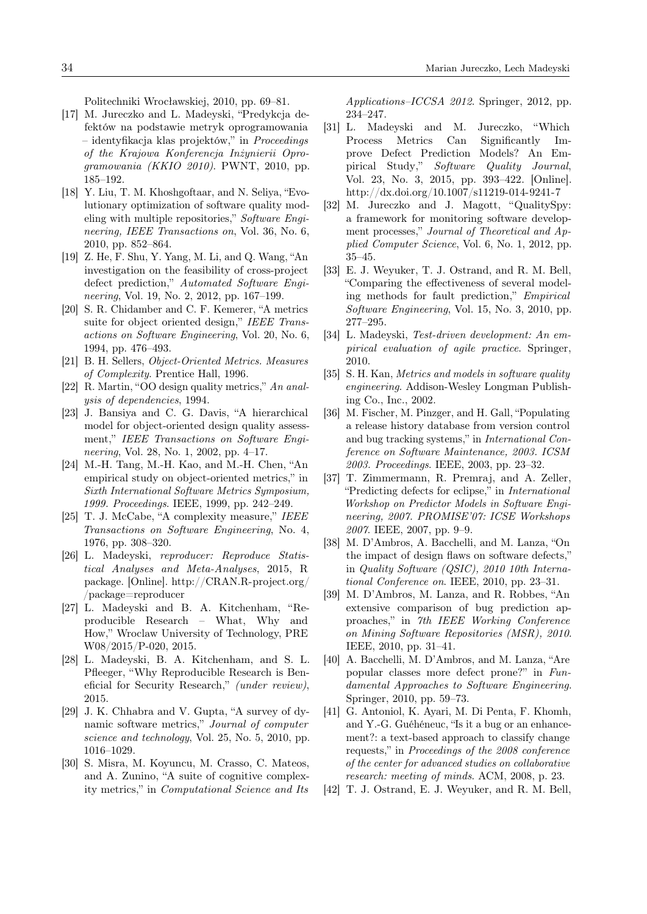Politechniki Wrocławskiej, 2010, pp. 69–81.

[17] M. Jureczko and L. Madeyski, "Predykcja defektów na podstawie metryk oprogramowania – identyfikacja klas projektów," in *Proceedings of the Krajowa Konferencja Inżynierii Oprogramowania (KKIO 2010)*. PWNT, 2010, pp. 185–192.

[18] Y. Liu, T. M. Khoshgoftaar, and N. Seliya, "Evolutionary optimization of software quality modeling with multiple repositories," *Software Engineering, IEEE Transactions on*, Vol. 36, No. 6, 2010, pp. 852–864.

[19] Z. He, F. Shu, Y. Yang, M. Li, and Q. Wang, "An investigation on the feasibility of cross-project defect prediction," *Automated Software Engineering*, Vol. 19, No. 2, 2012, pp. 167–199.

[20] S. R. Chidamber and C. F. Kemerer, "A metrics suite for object oriented design," *IEEE Transactions on Software Engineering*, Vol. 20, No. 6, 1994, pp. 476–493.

[21] B. H. Sellers, *Object-Oriented Metrics. Measures of Complexity*. Prentice Hall, 1996.

[22] R. Martin, "OO design quality metrics," *An analysis of dependencies*, 1994.

[23] J. Bansiya and C. G. Davis, "A hierarchical model for object-oriented design quality assessment," *IEEE Transactions on Software Engineering*, Vol. 28, No. 1, 2002, pp. 4–17.

[24] M.-H. Tang, M.-H. Kao, and M.-H. Chen, "An empirical study on object-oriented metrics," in *Sixth International Software Metrics Symposium, 1999. Proceedings*. IEEE, 1999, pp. 242–249.

[25] T. J. McCabe, "A complexity measure," *IEEE Transactions on Software Engineering*, No. 4, 1976, pp. 308–320.

[26] L. Madeyski, *reproducer: Reproduce Statistical Analyses and Meta-Analyses*, 2015, R package. [Online]. http://CRAN.R-project.org//package=reproducer

[27] L. Madeyski and B. A. Kitchenham, "Reproducible Research – What, Why and How," Wroclaw University of Technology, PRE W08/2015/P-020, 2015.

[28] L. Madeyski, B. A. Kitchenham, and S. L. Pfleeger, "Why Reproducible Research is Beneficial for Security Research," *(under review)*, 2015.

[29] J. K. Chhabra and V. Gupta, "A survey of dynamic software metrics," *Journal of computer science and technology*, Vol. 25, No. 5, 2010, pp. 1016–1029.

[30] S. Misra, M. Koyuncu, M. Crasso, C. Mateos, and A. Zunino, "A suite of cognitive complexity metrics," in *Computational Science and Its Applications–ICCSA 2012*. Springer, 2012, pp. 234–247.

[31] L. Madeyski and M. Jureczko, "Which Process Metrics Can Significantly Improve Defect Prediction Models? An Empirical Study," *Software Quality Journal*, Vol. 23, No. 3, 2015, pp. 393–422. [Online]. http://dx.doi.org/10.1007/s11219-014-9241-7

[32] M. Jureczko and J. Magott, "QualitySpy: a framework for monitoring software development processes," *Journal of Theoretical and Applied Computer Science*, Vol. 6, No. 1, 2012, pp. 35–45.

[33] E. J. Weyuker, T. J. Ostrand, and R. M. Bell, "Comparing the effectiveness of several modeling methods for fault prediction," *Empirical Software Engineering*, Vol. 15, No. 3, 2010, pp. 277–295.

[34] L. Madeyski, *Test-driven development: An empirical evaluation of agile practice*. Springer, 2010.

[35] S. H. Kan, *Metrics and models in software quality engineering*. Addison-Wesley Longman Publishing Co., Inc., 2002.

[36] M. Fischer, M. Pinzger, and H. Gall, "Populating a release history database from version control and bug tracking systems," in *International Conference on Software Maintenance, 2003. ICSM 2003. Proceedings*. IEEE, 2003, pp. 23–32.

[37] T. Zimmermann, R. Premraj, and A. Zeller, "Predicting defects for eclipse," in *International Workshop on Predictor Models in Software Engineering, 2007. PROMISE'07: ICSE Workshops 2007*. IEEE, 2007, pp. 9–9.

[38] M. D'Ambros, A. Bacchelli, and M. Lanza, "On the impact of design flaws on software defects," in *Quality Software (QSIC), 2010 10th International Conference on*. IEEE, 2010, pp. 23–31.

[39] M. D'Ambros, M. Lanza, and R. Robbes, "An extensive comparison of bug prediction approaches," in *7th IEEE Working Conference on Mining Software Repositories (MSR), 2010*. IEEE, 2010, pp. 31–41.

[40] A. Bacchelli, M. D'Ambros, and M. Lanza, "Are popular classes more defect prone?" in *Fundamental Approaches to Software Engineering*. Springer, 2010, pp. 59–73.

[41] G. Antoniol, K. Ayari, M. Di Penta, F. Khomh, and Y.-G. Guéhéneuc, "Is it a bug or an enhancement?: a text-based approach to classify change requests," in *Proceedings of the 2008 conference of the center for advanced studies on collaborative research: meeting of minds*. ACM, 2008, p. 23.

[42] T. J. Ostrand, E. J. Weyuker, and R. M. Bell,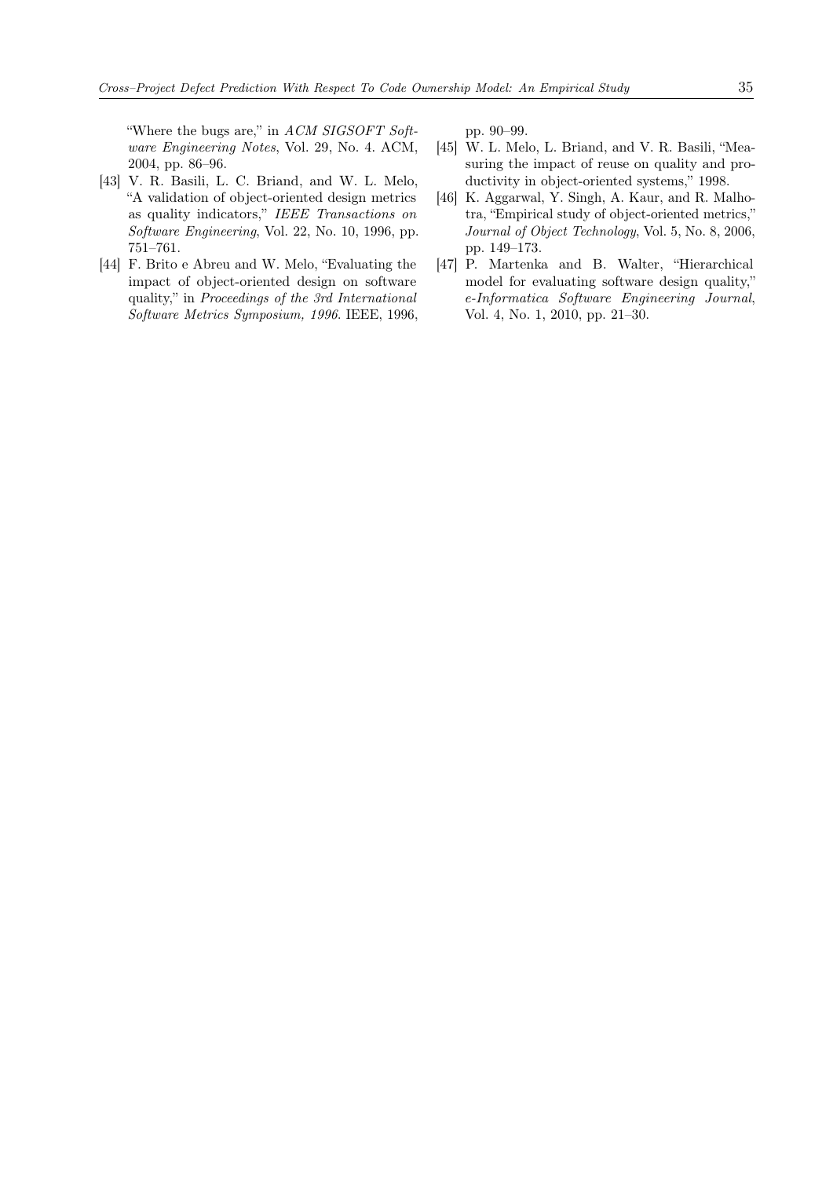"Where the bugs are," in *ACM SIGSOFT Software Engineering Notes*, Vol. 29, No. 4. ACM, 2004, pp. 86–96.

[43] V. R. Basili, L. C. Briand, and W. L. Melo, "A validation of object-oriented design metrics as quality indicators," *IEEE Transactions on Software Engineering*, Vol. 22, No. 10, 1996, pp. 751–761.

[44] F. Brito e Abreu and W. Melo, "Evaluating the impact of object-oriented design on software quality," in *Proceedings of the 3rd International Software Metrics Symposium, 1996*. IEEE, 1996, pp. 90–99.

[45] W. L. Melo, L. Briand, and V. R. Basili, "Measuring the impact of reuse on quality and productivity in object-oriented systems," 1998.

[46] K. Aggarwal, Y. Singh, A. Kaur, and R. Malhotra, "Empirical study of object-oriented metrics," *Journal of Object Technology*, Vol. 5, No. 8, 2006, pp. 149–173.

[47] P. Martenka and B. Walter, "Hierarchical model for evaluating software design quality," *e-Informatica Software Engineering Journal*, Vol. 4, No. 1, 2010, pp. 21–30.